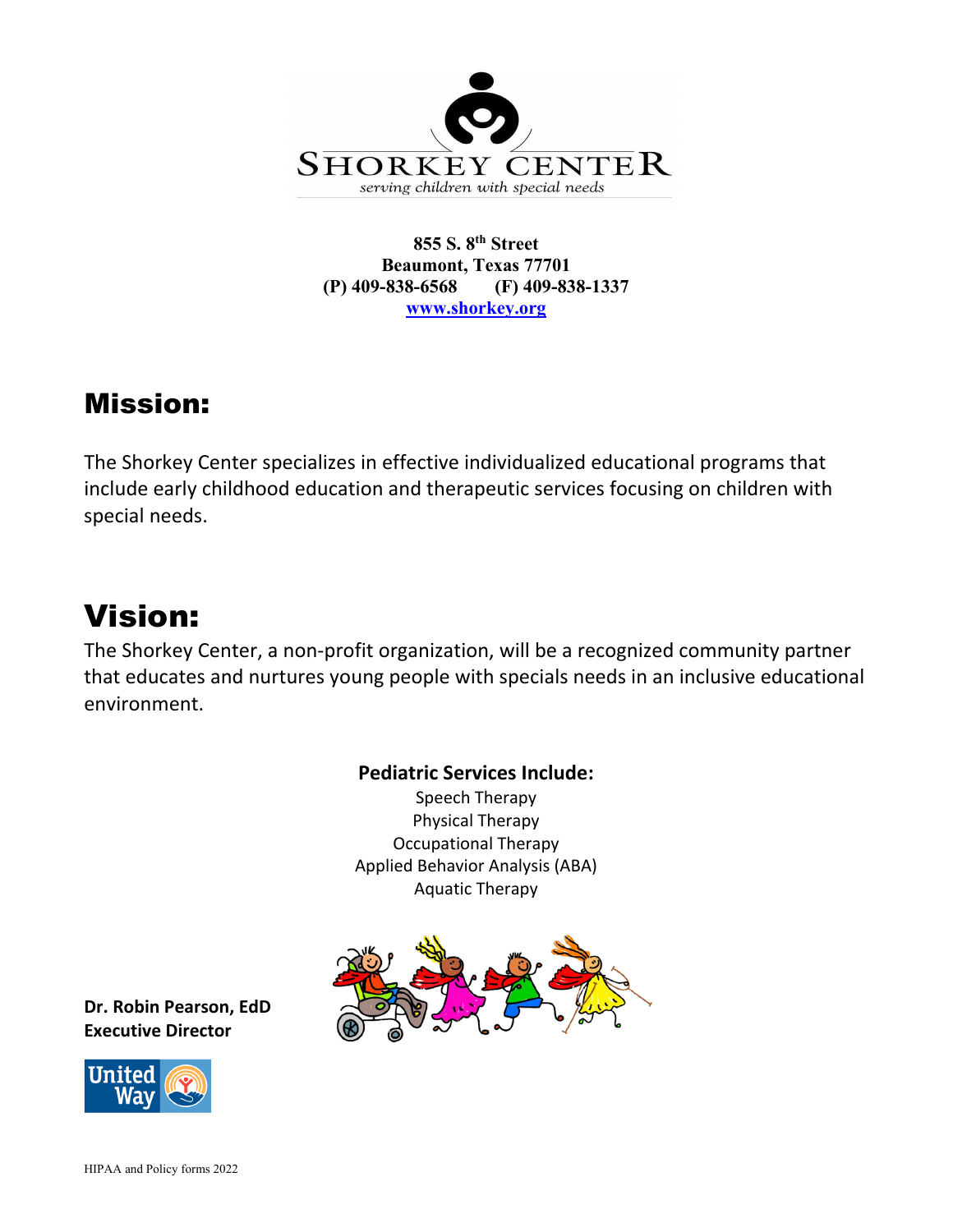SHORKEY CENTER

*serving children with special needs*

**855 S. 8th Street**
**Beaumont, Texas 77701**
**(P) 409-838-6568 (F) 409-838-1337**
**www.shorkey.org**

# Mission:

The Shorkey Center specializes in effective individualized educational programs that include early childhood education and therapeutic services focusing on children with special needs.

# Vision:

The Shorkey Center, a non-profit organization, will be a recognized community partner that educates and nurtures young people with specials needs in an inclusive educational environment.

**Pediatric Services Include:**

Speech Therapy
Physical Therapy
Occupational Therapy
Applied Behavior Analysis (ABA)
Aquatic Therapy

**Dr. Robin Pearson, EdD**
**Executive Director**

United Way

HIPAA and Policy forms 2022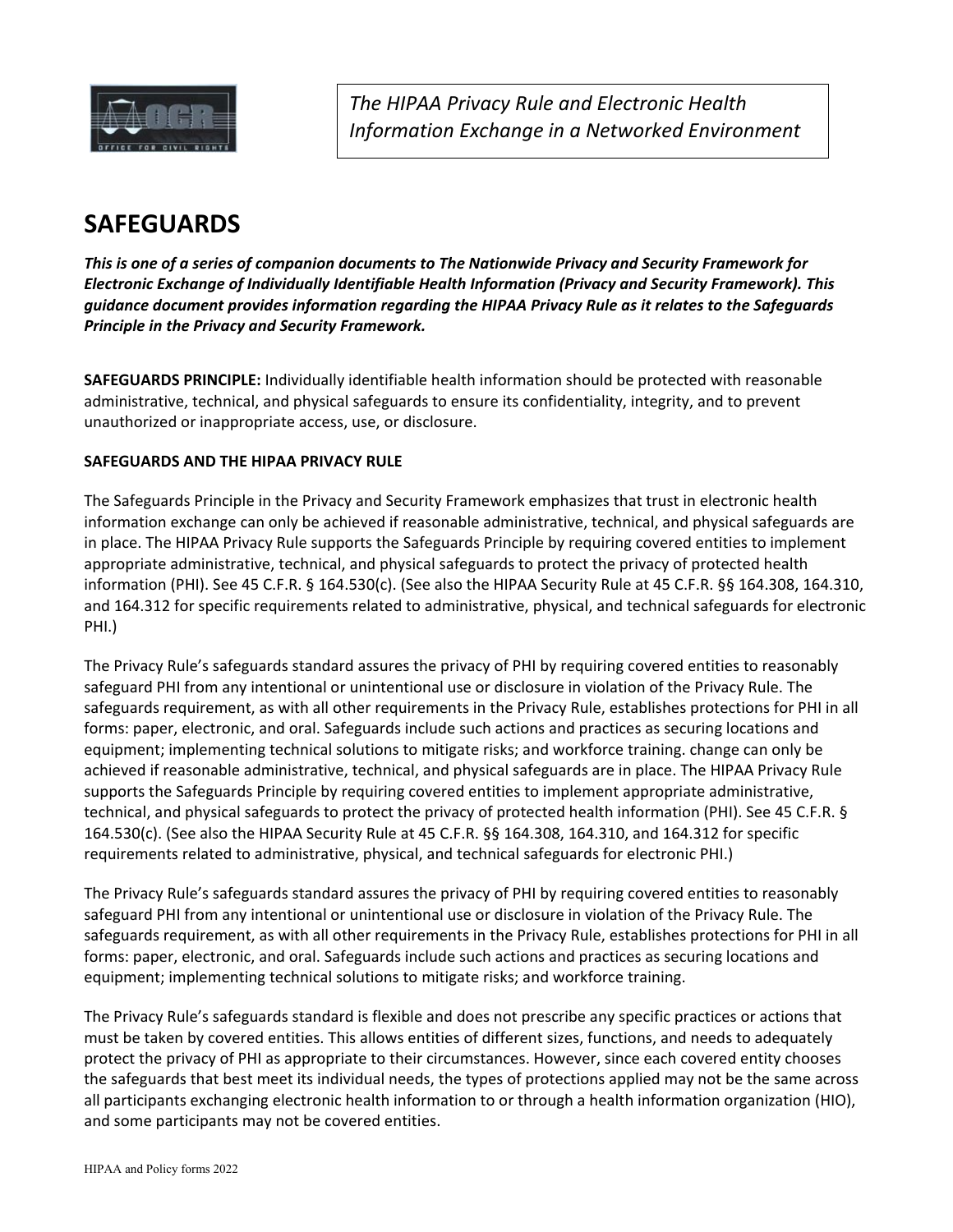*The HIPAA Privacy Rule and Electronic Health Information Exchange in a Networked Environment*

# SAFEGUARDS

***This is one of a series of companion documents to The Nationwide Privacy and Security Framework for Electronic Exchange of Individually Identifiable Health Information (Privacy and Security Framework). This guidance document provides information regarding the HIPAA Privacy Rule as it relates to the Safeguards Principle in the Privacy and Security Framework.***

**SAFEGUARDS PRINCIPLE:** Individually identifiable health information should be protected with reasonable administrative, technical, and physical safeguards to ensure its confidentiality, integrity, and to prevent unauthorized or inappropriate access, use, or disclosure.

**SAFEGUARDS AND THE HIPAA PRIVACY RULE**

The Safeguards Principle in the Privacy and Security Framework emphasizes that trust in electronic health information exchange can only be achieved if reasonable administrative, technical, and physical safeguards are in place. The HIPAA Privacy Rule supports the Safeguards Principle by requiring covered entities to implement appropriate administrative, technical, and physical safeguards to protect the privacy of protected health information (PHI). See 45 C.F.R. § 164.530(c). (See also the HIPAA Security Rule at 45 C.F.R. §§ 164.308, 164.310, and 164.312 for specific requirements related to administrative, physical, and technical safeguards for electronic PHI.)

The Privacy Rule's safeguards standard assures the privacy of PHI by requiring covered entities to reasonably safeguard PHI from any intentional or unintentional use or disclosure in violation of the Privacy Rule. The safeguards requirement, as with all other requirements in the Privacy Rule, establishes protections for PHI in all forms: paper, electronic, and oral. Safeguards include such actions and practices as securing locations and equipment; implementing technical solutions to mitigate risks; and workforce training. change can only be achieved if reasonable administrative, technical, and physical safeguards are in place. The HIPAA Privacy Rule supports the Safeguards Principle by requiring covered entities to implement appropriate administrative, technical, and physical safeguards to protect the privacy of protected health information (PHI). See 45 C.F.R. § 164.530(c). (See also the HIPAA Security Rule at 45 C.F.R. §§ 164.308, 164.310, and 164.312 for specific requirements related to administrative, physical, and technical safeguards for electronic PHI.)

The Privacy Rule's safeguards standard assures the privacy of PHI by requiring covered entities to reasonably safeguard PHI from any intentional or unintentional use or disclosure in violation of the Privacy Rule. The safeguards requirement, as with all other requirements in the Privacy Rule, establishes protections for PHI in all forms: paper, electronic, and oral. Safeguards include such actions and practices as securing locations and equipment; implementing technical solutions to mitigate risks; and workforce training.

The Privacy Rule's safeguards standard is flexible and does not prescribe any specific practices or actions that must be taken by covered entities. This allows entities of different sizes, functions, and needs to adequately protect the privacy of PHI as appropriate to their circumstances. However, since each covered entity chooses the safeguards that best meet its individual needs, the types of protections applied may not be the same across all participants exchanging electronic health information to or through a health information organization (HIO), and some participants may not be covered entities.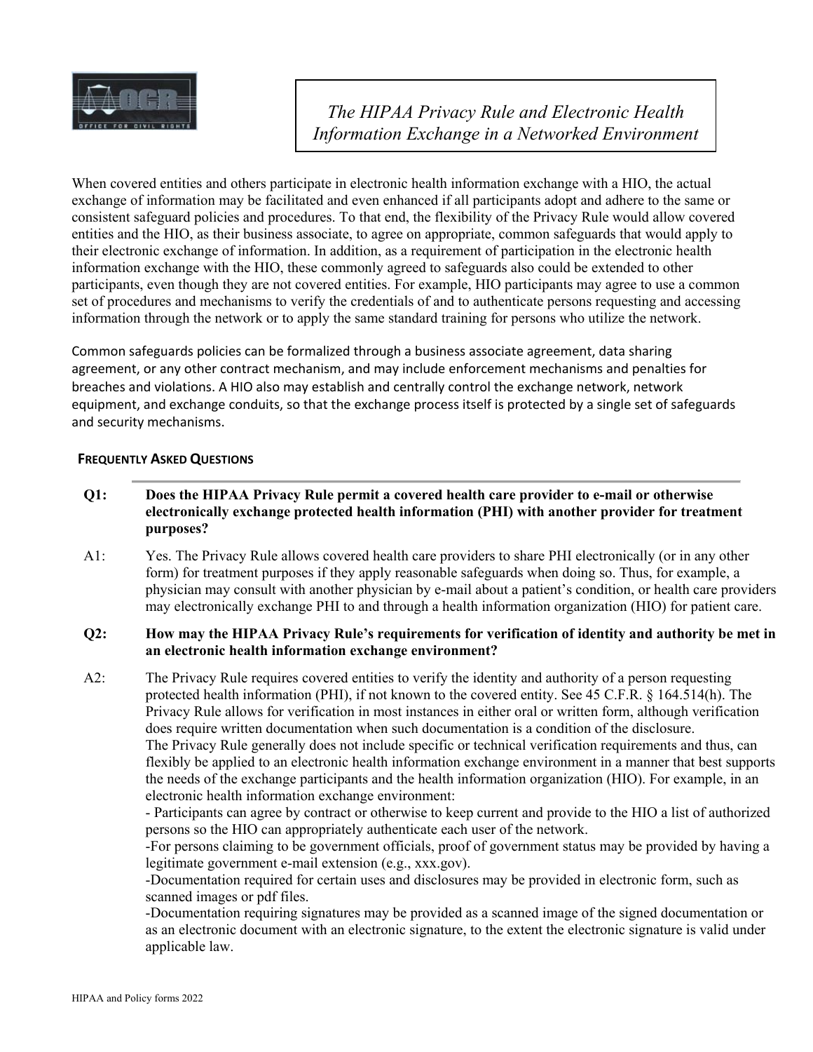# *The HIPAA Privacy Rule and Electronic Health Information Exchange in a Networked Environment*

When covered entities and others participate in electronic health information exchange with a HIO, the actual exchange of information may be facilitated and even enhanced if all participants adopt and adhere to the same or consistent safeguard policies and procedures. To that end, the flexibility of the Privacy Rule would allow covered entities and the HIO, as their business associate, to agree on appropriate, common safeguards that would apply to their electronic exchange of information. In addition, as a requirement of participation in the electronic health information exchange with the HIO, these commonly agreed to safeguards also could be extended to other participants, even though they are not covered entities. For example, HIO participants may agree to use a common set of procedures and mechanisms to verify the credentials of and to authenticate persons requesting and accessing information through the network or to apply the same standard training for persons who utilize the network.

Common safeguards policies can be formalized through a business associate agreement, data sharing agreement, or any other contract mechanism, and may include enforcement mechanisms and penalties for breaches and violations. A HIO also may establish and centrally control the exchange network, network equipment, and exchange conduits, so that the exchange process itself is protected by a single set of safeguards and security mechanisms.

## Frequently Asked Questions

**Q1: Does the HIPAA Privacy Rule permit a covered health care provider to e-mail or otherwise electronically exchange protected health information (PHI) with another provider for treatment purposes?**

A1: Yes. The Privacy Rule allows covered health care providers to share PHI electronically (or in any other form) for treatment purposes if they apply reasonable safeguards when doing so. Thus, for example, a physician may consult with another physician by e-mail about a patient's condition, or health care providers may electronically exchange PHI to and through a health information organization (HIO) for patient care.

**Q2: How may the HIPAA Privacy Rule's requirements for verification of identity and authority be met in an electronic health information exchange environment?**

A2: The Privacy Rule requires covered entities to verify the identity and authority of a person requesting protected health information (PHI), if not known to the covered entity. See 45 C.F.R. § 164.514(h). The Privacy Rule allows for verification in most instances in either oral or written form, although verification does require written documentation when such documentation is a condition of the disclosure.

The Privacy Rule generally does not include specific or technical verification requirements and thus, can flexibly be applied to an electronic health information exchange environment in a manner that best supports the needs of the exchange participants and the health information organization (HIO). For example, in an electronic health information exchange environment:

- Participants can agree by contract or otherwise to keep current and provide to the HIO a list of authorized persons so the HIO can appropriately authenticate each user of the network.
- For persons claiming to be government officials, proof of government status may be provided by having a legitimate government e-mail extension (e.g., xxx.gov).
- Documentation required for certain uses and disclosures may be provided in electronic form, such as scanned images or pdf files.
- Documentation requiring signatures may be provided as a scanned image of the signed documentation or as an electronic document with an electronic signature, to the extent the electronic signature is valid under applicable law.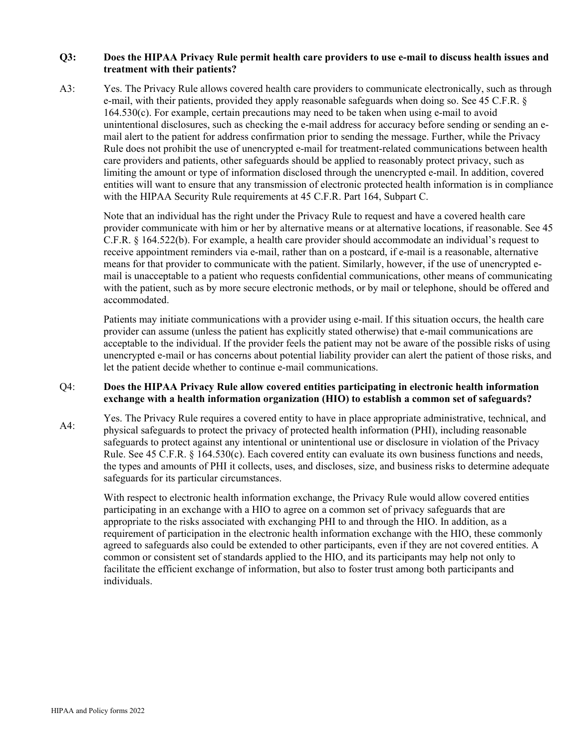**Q3: Does the HIPAA Privacy Rule permit health care providers to use e-mail to discuss health issues and treatment with their patients?**

A3: Yes. The Privacy Rule allows covered health care providers to communicate electronically, such as through e-mail, with their patients, provided they apply reasonable safeguards when doing so. See 45 C.F.R. § 164.530(c). For example, certain precautions may need to be taken when using e-mail to avoid unintentional disclosures, such as checking the e-mail address for accuracy before sending or sending an e-mail alert to the patient for address confirmation prior to sending the message. Further, while the Privacy Rule does not prohibit the use of unencrypted e-mail for treatment-related communications between health care providers and patients, other safeguards should be applied to reasonably protect privacy, such as limiting the amount or type of information disclosed through the unencrypted e-mail. In addition, covered entities will want to ensure that any transmission of electronic protected health information is in compliance with the HIPAA Security Rule requirements at 45 C.F.R. Part 164, Subpart C.

Note that an individual has the right under the Privacy Rule to request and have a covered health care provider communicate with him or her by alternative means or at alternative locations, if reasonable. See 45 C.F.R. § 164.522(b). For example, a health care provider should accommodate an individual's request to receive appointment reminders via e-mail, rather than on a postcard, if e-mail is a reasonable, alternative means for that provider to communicate with the patient. Similarly, however, if the use of unencrypted e-mail is unacceptable to a patient who requests confidential communications, other means of communicating with the patient, such as by more secure electronic methods, or by mail or telephone, should be offered and accommodated.

Patients may initiate communications with a provider using e-mail. If this situation occurs, the health care provider can assume (unless the patient has explicitly stated otherwise) that e-mail communications are acceptable to the individual. If the provider feels the patient may not be aware of the possible risks of using unencrypted e-mail or has concerns about potential liability provider can alert the patient of those risks, and let the patient decide whether to continue e-mail communications.

Q4: **Does the HIPAA Privacy Rule allow covered entities participating in electronic health information exchange with a health information organization (HIO) to establish a common set of safeguards?**

A4: Yes. The Privacy Rule requires a covered entity to have in place appropriate administrative, technical, and physical safeguards to protect the privacy of protected health information (PHI), including reasonable safeguards to protect against any intentional or unintentional use or disclosure in violation of the Privacy Rule. See 45 C.F.R. § 164.530(c). Each covered entity can evaluate its own business functions and needs, the types and amounts of PHI it collects, uses, and discloses, size, and business risks to determine adequate safeguards for its particular circumstances.

With respect to electronic health information exchange, the Privacy Rule would allow covered entities participating in an exchange with a HIO to agree on a common set of privacy safeguards that are appropriate to the risks associated with exchanging PHI to and through the HIO. In addition, as a requirement of participation in the electronic health information exchange with the HIO, these commonly agreed to safeguards also could be extended to other participants, even if they are not covered entities. A common or consistent set of standards applied to the HIO, and its participants may help not only to facilitate the efficient exchange of information, but also to foster trust among both participants and individuals.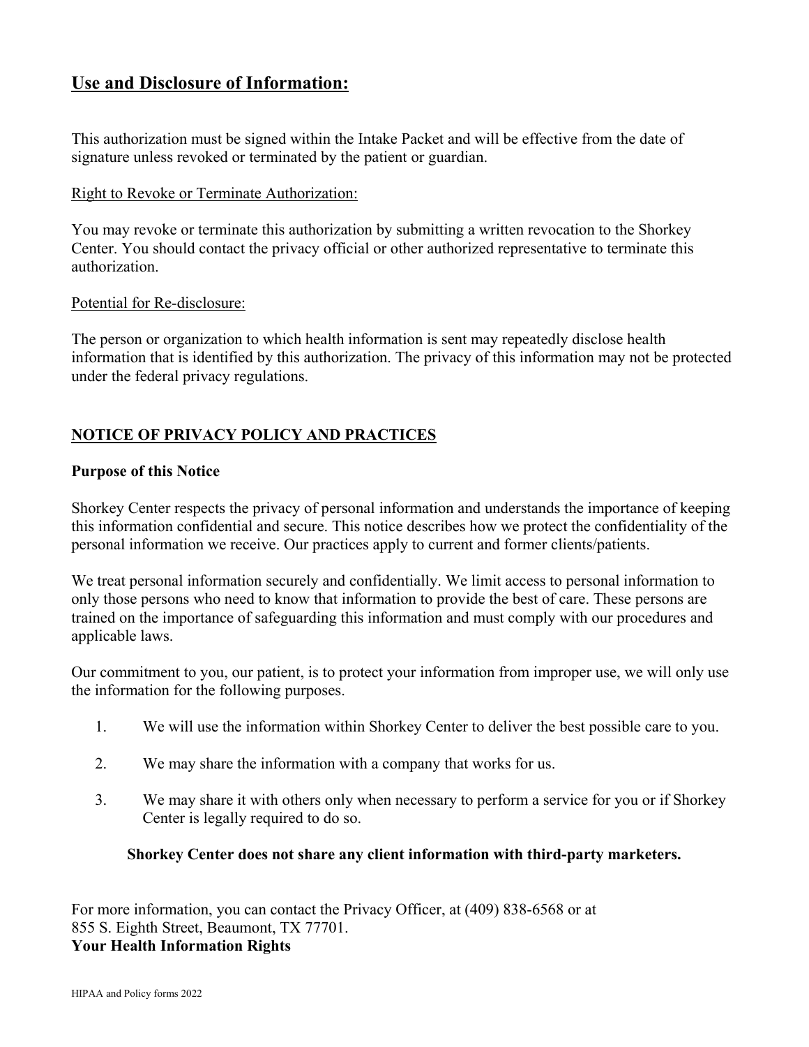## Use and Disclosure of Information:

This authorization must be signed within the Intake Packet and will be effective from the date of signature unless revoked or terminated by the patient or guardian.

Right to Revoke or Terminate Authorization:

You may revoke or terminate this authorization by submitting a written revocation to the Shorkey Center. You should contact the privacy official or other authorized representative to terminate this authorization.

Potential for Re-disclosure:

The person or organization to which health information is sent may repeatedly disclose health information that is identified by this authorization. The privacy of this information may not be protected under the federal privacy regulations.

## NOTICE OF PRIVACY POLICY AND PRACTICES

**Purpose of this Notice**

Shorkey Center respects the privacy of personal information and understands the importance of keeping this information confidential and secure. This notice describes how we protect the confidentiality of the personal information we receive. Our practices apply to current and former clients/patients.

We treat personal information securely and confidentially. We limit access to personal information to only those persons who need to know that information to provide the best of care. These persons are trained on the importance of safeguarding this information and must comply with our procedures and applicable laws.

Our commitment to you, our patient, is to protect your information from improper use, we will only use the information for the following purposes.

1. We will use the information within Shorkey Center to deliver the best possible care to you.
2. We may share the information with a company that works for us.
3. We may share it with others only when necessary to perform a service for you or if Shorkey Center is legally required to do so.

**Shorkey Center does not share any client information with third-party marketers.**

For more information, you can contact the Privacy Officer, at (409) 838-6568 or at 855 S. Eighth Street, Beaumont, TX 77701.

**Your Health Information Rights**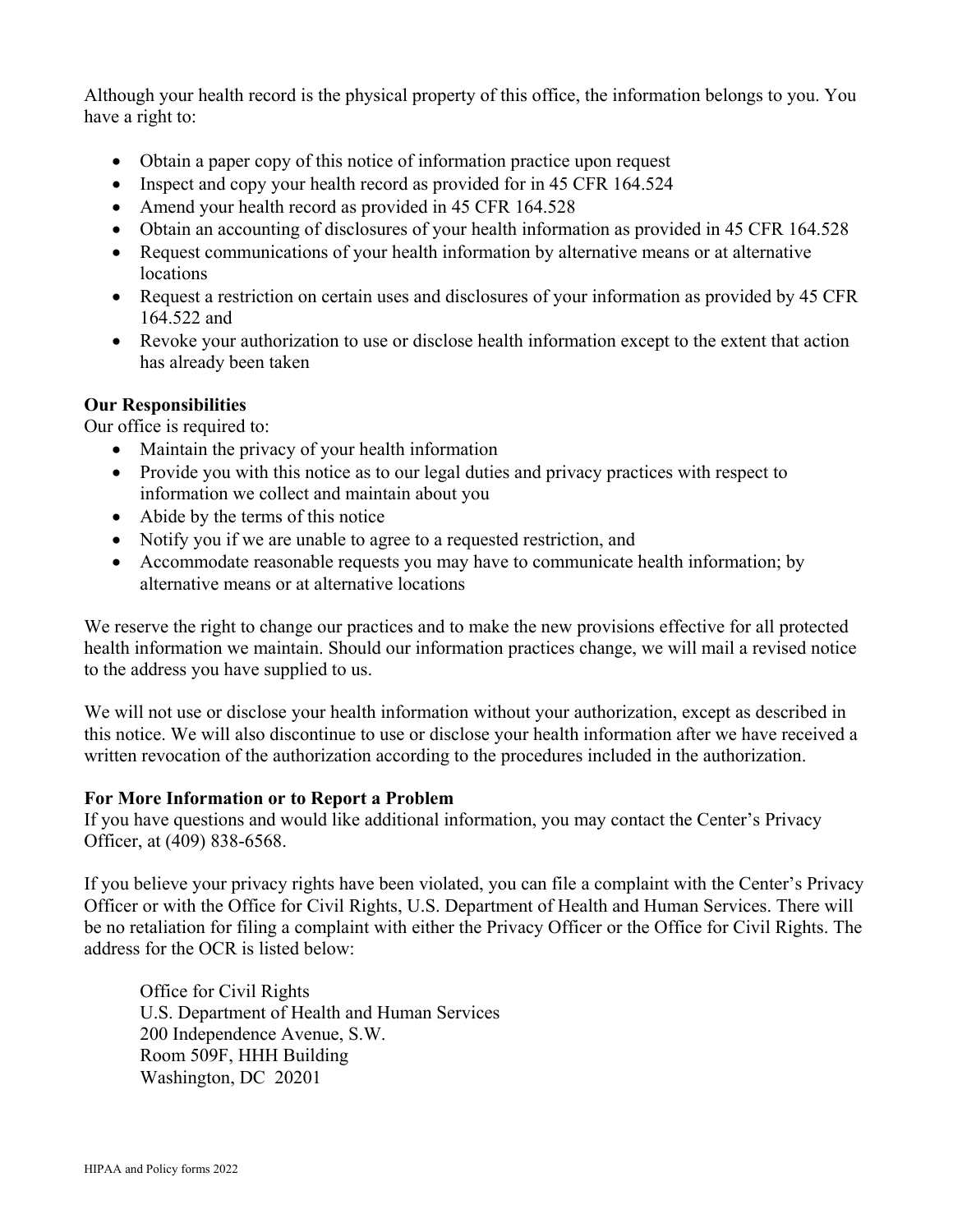Although your health record is the physical property of this office, the information belongs to you. You have a right to:

- Obtain a paper copy of this notice of information practice upon request
- Inspect and copy your health record as provided for in 45 CFR 164.524
- Amend your health record as provided in 45 CFR 164.528
- Obtain an accounting of disclosures of your health information as provided in 45 CFR 164.528
- Request communications of your health information by alternative means or at alternative locations
- Request a restriction on certain uses and disclosures of your information as provided by 45 CFR 164.522 and
- Revoke your authorization to use or disclose health information except to the extent that action has already been taken

**Our Responsibilities**

Our office is required to:

- Maintain the privacy of your health information
- Provide you with this notice as to our legal duties and privacy practices with respect to information we collect and maintain about you
- Abide by the terms of this notice
- Notify you if we are unable to agree to a requested restriction, and
- Accommodate reasonable requests you may have to communicate health information; by alternative means or at alternative locations

We reserve the right to change our practices and to make the new provisions effective for all protected health information we maintain. Should our information practices change, we will mail a revised notice to the address you have supplied to us.

We will not use or disclose your health information without your authorization, except as described in this notice. We will also discontinue to use or disclose your health information after we have received a written revocation of the authorization according to the procedures included in the authorization.

**For More Information or to Report a Problem**

If you have questions and would like additional information, you may contact the Center's Privacy Officer, at (409) 838-6568.

If you believe your privacy rights have been violated, you can file a complaint with the Center's Privacy Officer or with the Office for Civil Rights, U.S. Department of Health and Human Services. There will be no retaliation for filing a complaint with either the Privacy Officer or the Office for Civil Rights. The address for the OCR is listed below:

Office for Civil Rights
U.S. Department of Health and Human Services
200 Independence Avenue, S.W.
Room 509F, HHH Building
Washington, DC 20201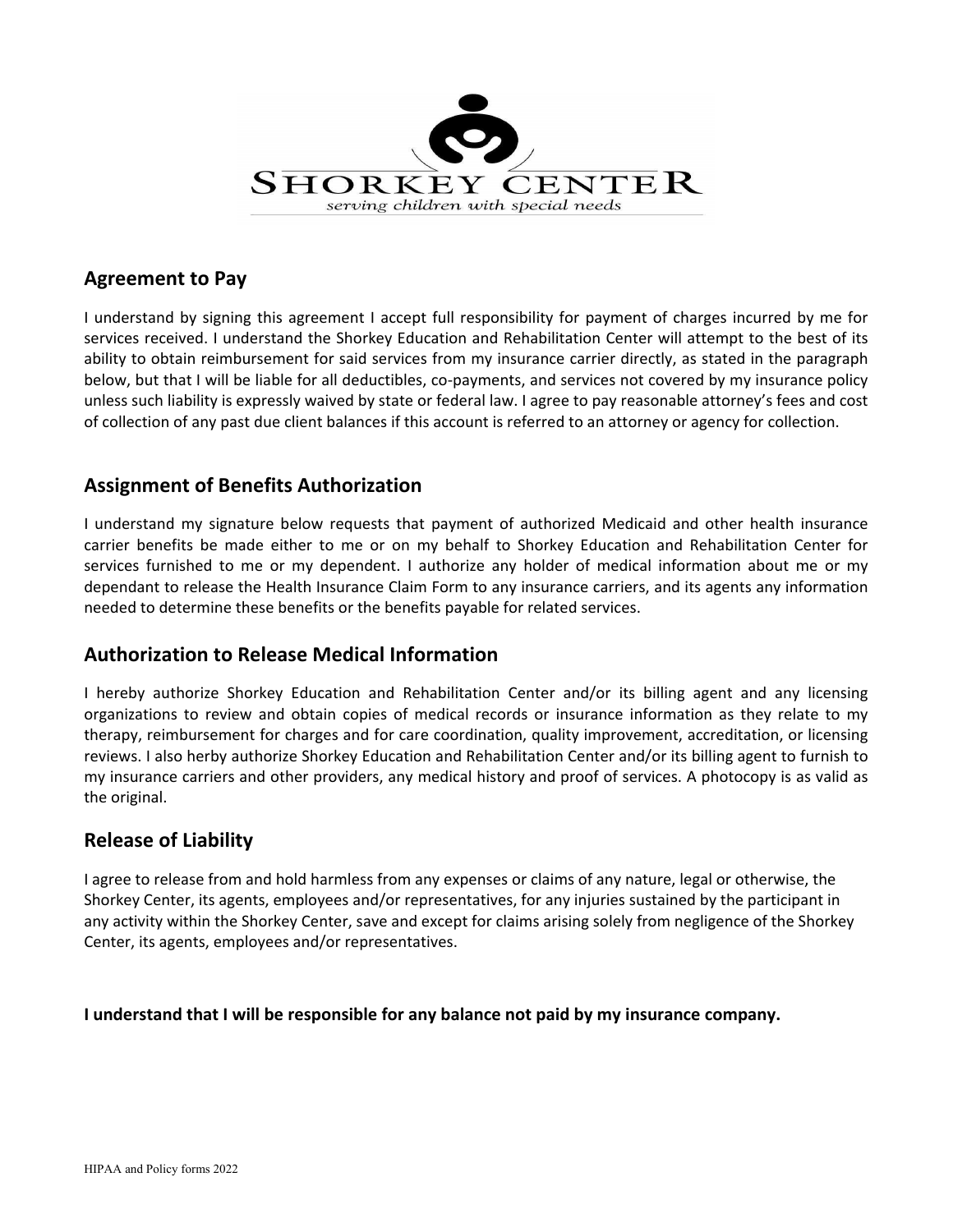SHORKEY CENTER

*serving children with special needs*

## Agreement to Pay

I understand by signing this agreement I accept full responsibility for payment of charges incurred by me for services received. I understand the Shorkey Education and Rehabilitation Center will attempt to the best of its ability to obtain reimbursement for said services from my insurance carrier directly, as stated in the paragraph below, but that I will be liable for all deductibles, co-payments, and services not covered by my insurance policy unless such liability is expressly waived by state or federal law. I agree to pay reasonable attorney's fees and cost of collection of any past due client balances if this account is referred to an attorney or agency for collection.

## Assignment of Benefits Authorization

I understand my signature below requests that payment of authorized Medicaid and other health insurance carrier benefits be made either to me or on my behalf to Shorkey Education and Rehabilitation Center for services furnished to me or my dependent. I authorize any holder of medical information about me or my dependant to release the Health Insurance Claim Form to any insurance carriers, and its agents any information needed to determine these benefits or the benefits payable for related services.

## Authorization to Release Medical Information

I hereby authorize Shorkey Education and Rehabilitation Center and/or its billing agent and any licensing organizations to review and obtain copies of medical records or insurance information as they relate to my therapy, reimbursement for charges and for care coordination, quality improvement, accreditation, or licensing reviews. I also herby authorize Shorkey Education and Rehabilitation Center and/or its billing agent to furnish to my insurance carriers and other providers, any medical history and proof of services. A photocopy is as valid as the original.

## Release of Liability

I agree to release from and hold harmless from any expenses or claims of any nature, legal or otherwise, the Shorkey Center, its agents, employees and/or representatives, for any injuries sustained by the participant in any activity within the Shorkey Center, save and except for claims arising solely from negligence of the Shorkey Center, its agents, employees and/or representatives.

**I understand that I will be responsible for any balance not paid by my insurance company.**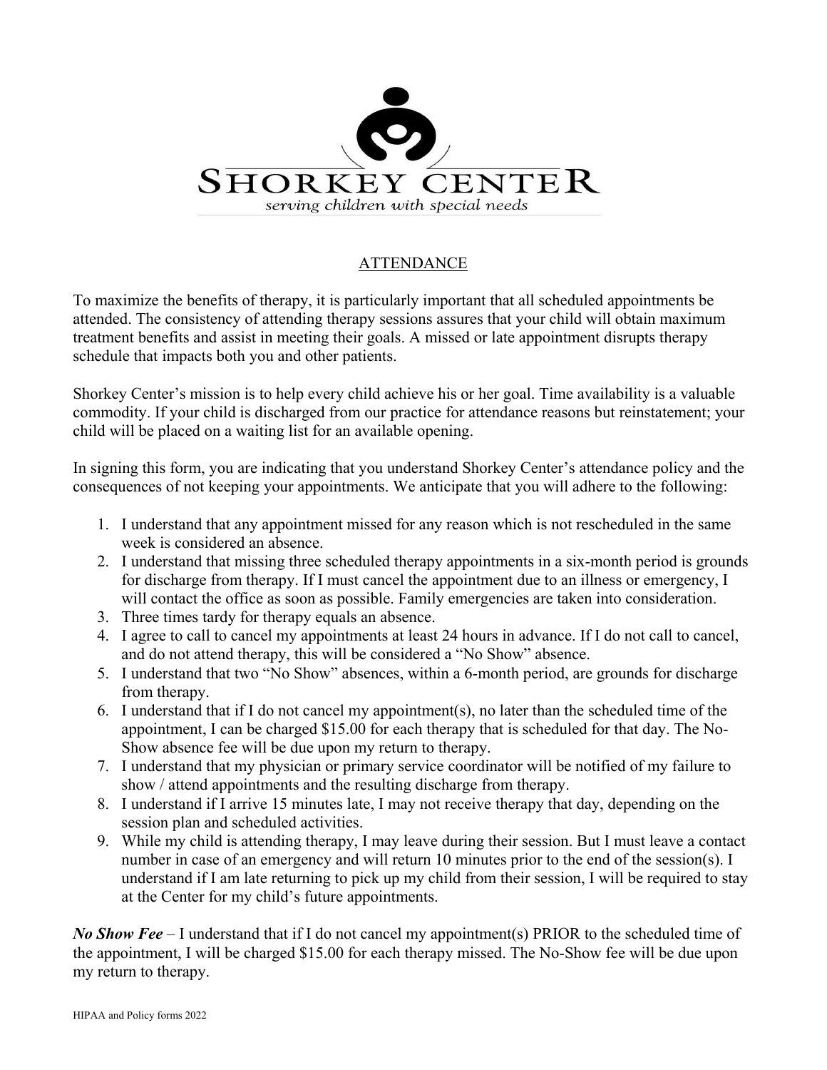SHORKEY CENTER

*serving children with special needs*

## ATTENDANCE

To maximize the benefits of therapy, it is particularly important that all scheduled appointments be attended. The consistency of attending therapy sessions assures that your child will obtain maximum treatment benefits and assist in meeting their goals. A missed or late appointment disrupts therapy schedule that impacts both you and other patients.

Shorkey Center's mission is to help every child achieve his or her goal. Time availability is a valuable commodity. If your child is discharged from our practice for attendance reasons but reinstatement; your child will be placed on a waiting list for an available opening.

In signing this form, you are indicating that you understand Shorkey Center's attendance policy and the consequences of not keeping your appointments. We anticipate that you will adhere to the following:

1. I understand that any appointment missed for any reason which is not rescheduled in the same week is considered an absence.
2. I understand that missing three scheduled therapy appointments in a six-month period is grounds for discharge from therapy. If I must cancel the appointment due to an illness or emergency, I will contact the office as soon as possible. Family emergencies are taken into consideration.
3. Three times tardy for therapy equals an absence.
4. I agree to call to cancel my appointments at least 24 hours in advance. If I do not call to cancel, and do not attend therapy, this will be considered a "No Show" absence.
5. I understand that two "No Show" absences, within a 6-month period, are grounds for discharge from therapy.
6. I understand that if I do not cancel my appointment(s), no later than the scheduled time of the appointment, I can be charged $15.00 for each therapy that is scheduled for that day. The No-Show absence fee will be due upon my return to therapy.
7. I understand that my physician or primary service coordinator will be notified of my failure to show / attend appointments and the resulting discharge from therapy.
8. I understand if I arrive 15 minutes late, I may not receive therapy that day, depending on the session plan and scheduled activities.
9. While my child is attending therapy, I may leave during their session. But I must leave a contact number in case of an emergency and will return 10 minutes prior to the end of the session(s). I understand if I am late returning to pick up my child from their session, I will be required to stay at the Center for my child's future appointments.

***No Show Fee*** – I understand that if I do not cancel my appointment(s) PRIOR to the scheduled time of the appointment, I will be charged $15.00 for each therapy missed. The No-Show fee will be due upon my return to therapy.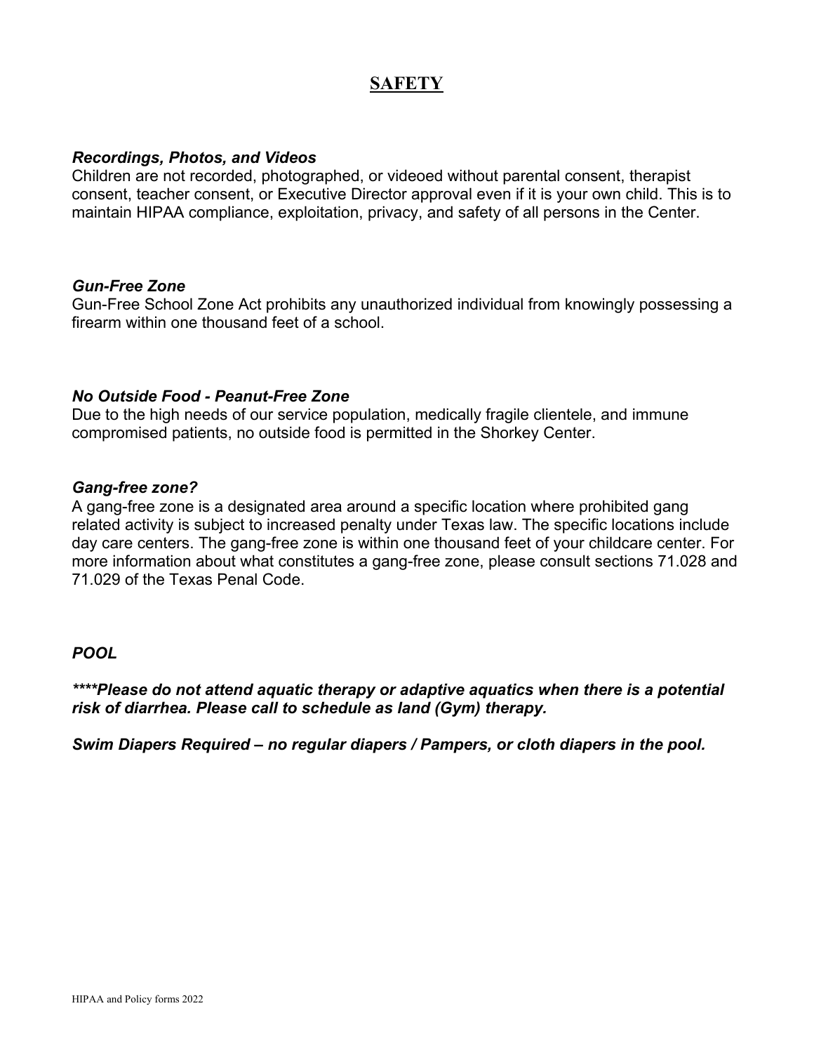# SAFETY

***Recordings, Photos, and Videos***

Children are not recorded, photographed, or videoed without parental consent, therapist consent, teacher consent, or Executive Director approval even if it is your own child. This is to maintain HIPAA compliance, exploitation, privacy, and safety of all persons in the Center.

***Gun-Free Zone***

Gun-Free School Zone Act prohibits any unauthorized individual from knowingly possessing a firearm within one thousand feet of a school.

***No Outside Food - Peanut-Free Zone***

Due to the high needs of our service population, medically fragile clientele, and immune compromised patients, no outside food is permitted in the Shorkey Center.

***Gang-free zone?***

A gang-free zone is a designated area around a specific location where prohibited gang related activity is subject to increased penalty under Texas law. The specific locations include day care centers. The gang-free zone is within one thousand feet of your childcare center. For more information about what constitutes a gang-free zone, please consult sections 71.028 and 71.029 of the Texas Penal Code.

***POOL***

***\*\*\*\*Please do not attend aquatic therapy or adaptive aquatics when there is a potential risk of diarrhea. Please call to schedule as land (Gym) therapy.***

***Swim Diapers Required – no regular diapers / Pampers, or cloth diapers in the pool.***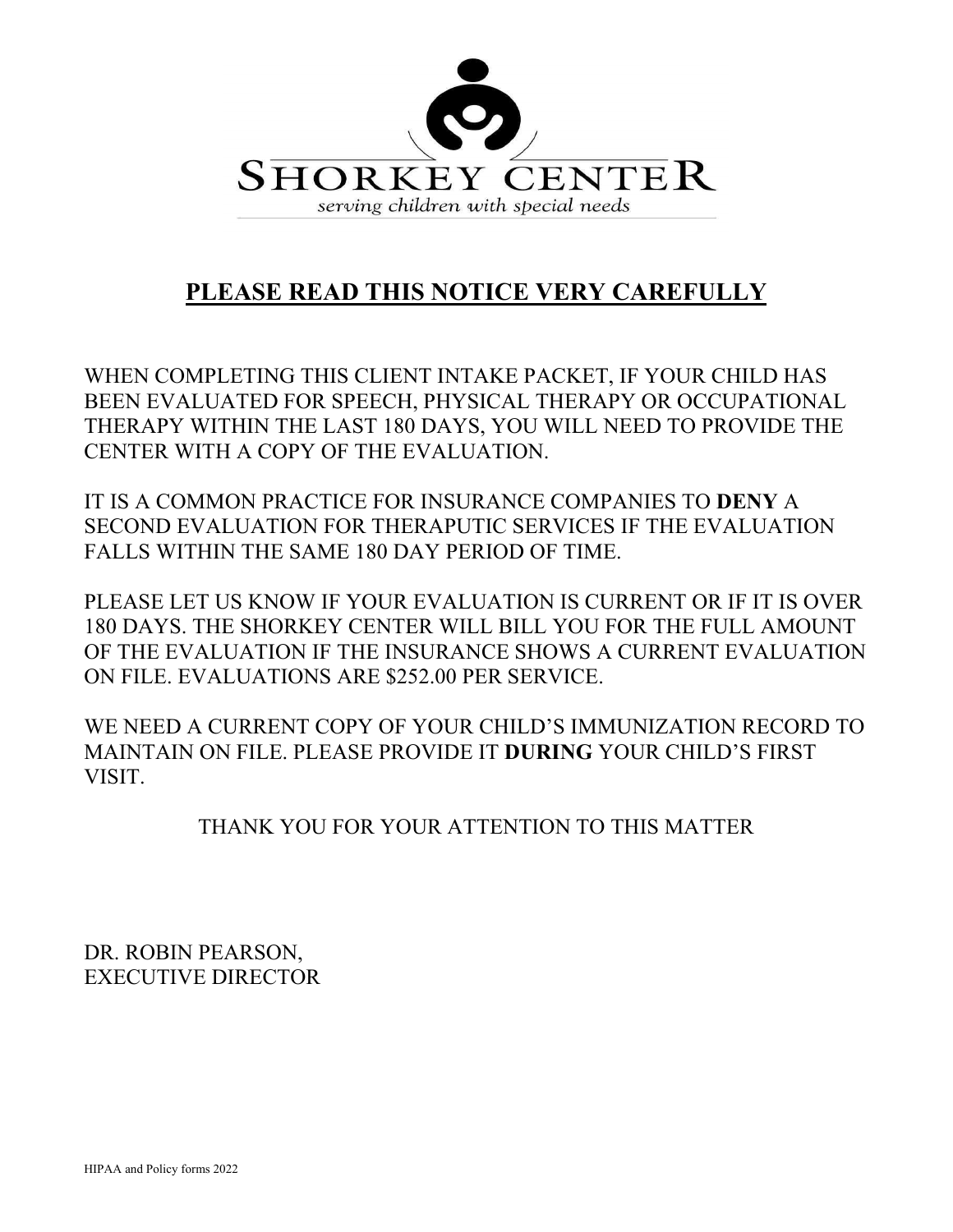SHORKEY CENTER

*serving children with special needs*

## PLEASE READ THIS NOTICE VERY CAREFULLY

WHEN COMPLETING THIS CLIENT INTAKE PACKET, IF YOUR CHILD HAS BEEN EVALUATED FOR SPEECH, PHYSICAL THERAPY OR OCCUPATIONAL THERAPY WITHIN THE LAST 180 DAYS, YOU WILL NEED TO PROVIDE THE CENTER WITH A COPY OF THE EVALUATION.

IT IS A COMMON PRACTICE FOR INSURANCE COMPANIES TO **DENY** A SECOND EVALUATION FOR THERAPUTIC SERVICES IF THE EVALUATION FALLS WITHIN THE SAME 180 DAY PERIOD OF TIME.

PLEASE LET US KNOW IF YOUR EVALUATION IS CURRENT OR IF IT IS OVER 180 DAYS. THE SHORKEY CENTER WILL BILL YOU FOR THE FULL AMOUNT OF THE EVALUATION IF THE INSURANCE SHOWS A CURRENT EVALUATION ON FILE. EVALUATIONS ARE $252.00 PER SERVICE.

WE NEED A CURRENT COPY OF YOUR CHILD'S IMMUNIZATION RECORD TO MAINTAIN ON FILE. PLEASE PROVIDE IT **DURING** YOUR CHILD'S FIRST VISIT.

THANK YOU FOR YOUR ATTENTION TO THIS MATTER

DR. ROBIN PEARSON,
EXECUTIVE DIRECTOR